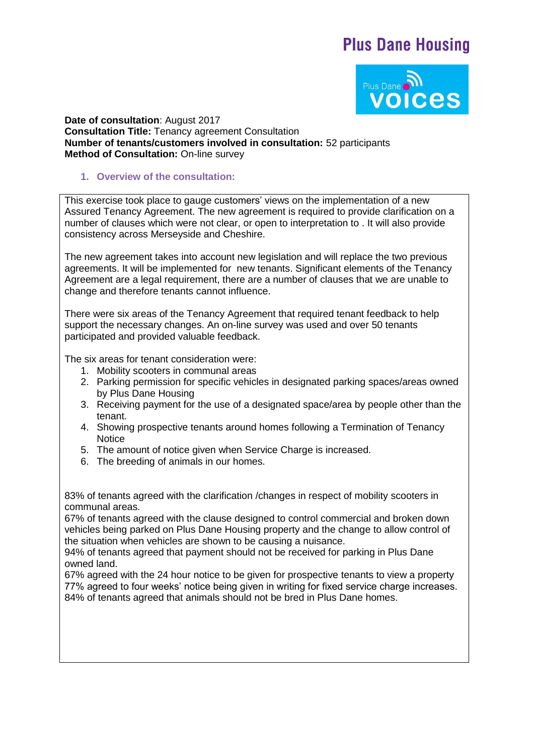# Plus Dane Housing

Plus Dane voices

**Date of consultation**: August 2017
**Consultation Title:** Tenancy agreement Consultation
**Number of tenants/customers involved in consultation:** 52 participants
**Method of Consultation:** On-line survey

## 1. Overview of the consultation:

This exercise took place to gauge customers' views on the implementation of a new Assured Tenancy Agreement. The new agreement is required to provide clarification on a number of clauses which were not clear, or open to interpretation to . It will also provide consistency across Merseyside and Cheshire.

The new agreement takes into account new legislation and will replace the two previous agreements. It will be implemented for new tenants. Significant elements of the Tenancy Agreement are a legal requirement, there are a number of clauses that we are unable to change and therefore tenants cannot influence.

There were six areas of the Tenancy Agreement that required tenant feedback to help support the necessary changes. An on-line survey was used and over 50 tenants participated and provided valuable feedback.

The six areas for tenant consideration were:

1. Mobility scooters in communal areas
2. Parking permission for specific vehicles in designated parking spaces/areas owned by Plus Dane Housing
3. Receiving payment for the use of a designated space/area by people other than the tenant.
4. Showing prospective tenants around homes following a Termination of Tenancy Notice
5. The amount of notice given when Service Charge is increased.
6. The breeding of animals in our homes.

83% of tenants agreed with the clarification /changes in respect of mobility scooters in communal areas.
67% of tenants agreed with the clause designed to control commercial and broken down vehicles being parked on Plus Dane Housing property and the change to allow control of the situation when vehicles are shown to be causing a nuisance.
94% of tenants agreed that payment should not be received for parking in Plus Dane owned land.
67% agreed with the 24 hour notice to be given for prospective tenants to view a property
77% agreed to four weeks' notice being given in writing for fixed service charge increases.
84% of tenants agreed that animals should not be bred in Plus Dane homes.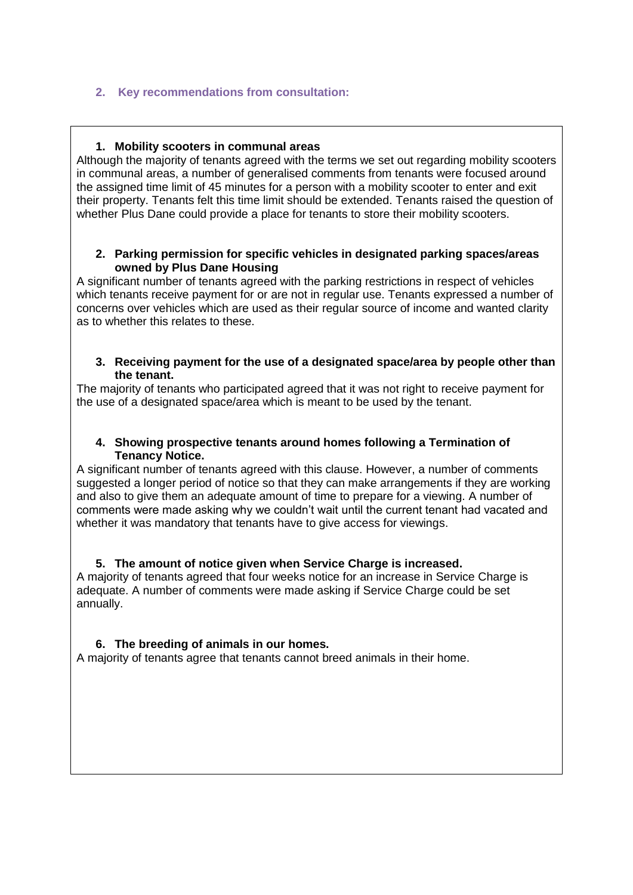## 2. Key recommendations from consultation:

**1. Mobility scooters in communal areas**

Although the majority of tenants agreed with the terms we set out regarding mobility scooters in communal areas, a number of generalised comments from tenants were focused around the assigned time limit of 45 minutes for a person with a mobility scooter to enter and exit their property. Tenants felt this time limit should be extended. Tenants raised the question of whether Plus Dane could provide a place for tenants to store their mobility scooters.

**2. Parking permission for specific vehicles in designated parking spaces/areas owned by Plus Dane Housing**

A significant number of tenants agreed with the parking restrictions in respect of vehicles which tenants receive payment for or are not in regular use. Tenants expressed a number of concerns over vehicles which are used as their regular source of income and wanted clarity as to whether this relates to these.

**3. Receiving payment for the use of a designated space/area by people other than the tenant.**

The majority of tenants who participated agreed that it was not right to receive payment for the use of a designated space/area which is meant to be used by the tenant.

**4. Showing prospective tenants around homes following a Termination of Tenancy Notice.**

A significant number of tenants agreed with this clause. However, a number of comments suggested a longer period of notice so that they can make arrangements if they are working and also to give them an adequate amount of time to prepare for a viewing. A number of comments were made asking why we couldn't wait until the current tenant had vacated and whether it was mandatory that tenants have to give access for viewings.

**5. The amount of notice given when Service Charge is increased.**

A majority of tenants agreed that four weeks notice for an increase in Service Charge is adequate. A number of comments were made asking if Service Charge could be set annually.

**6. The breeding of animals in our homes.**

A majority of tenants agree that tenants cannot breed animals in their home.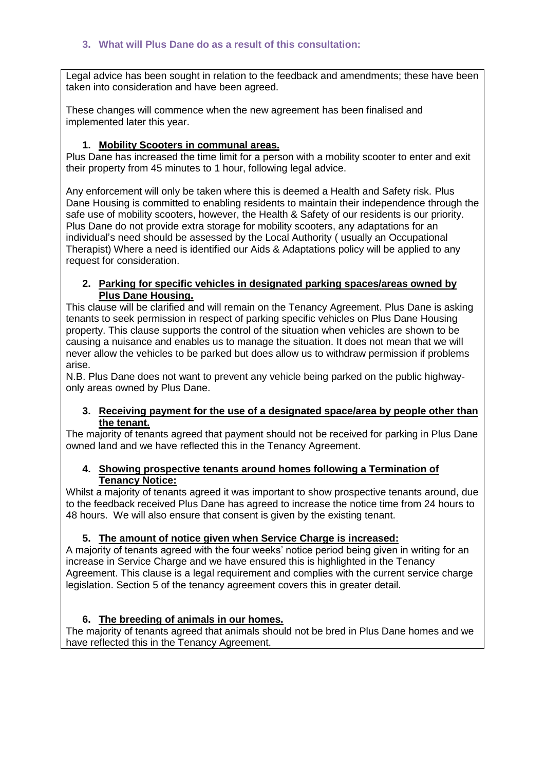### 3. What will Plus Dane do as a result of this consultation:

Legal advice has been sought in relation to the feedback and amendments; these have been taken into consideration and have been agreed.

These changes will commence when the new agreement has been finalised and implemented later this year.

1. **<u>Mobility Scooters in communal areas.</u>**

Plus Dane has increased the time limit for a person with a mobility scooter to enter and exit their property from 45 minutes to 1 hour, following legal advice.

Any enforcement will only be taken where this is deemed a Health and Safety risk. Plus Dane Housing is committed to enabling residents to maintain their independence through the safe use of mobility scooters, however, the Health & Safety of our residents is our priority. Plus Dane do not provide extra storage for mobility scooters, any adaptations for an individual's need should be assessed by the Local Authority ( usually an Occupational Therapist) Where a need is identified our Aids & Adaptations policy will be applied to any request for consideration.

2. **<u>Parking for specific vehicles in designated parking spaces/areas owned by Plus Dane Housing.</u>**

This clause will be clarified and will remain on the Tenancy Agreement. Plus Dane is asking tenants to seek permission in respect of parking specific vehicles on Plus Dane Housing property. This clause supports the control of the situation when vehicles are shown to be causing a nuisance and enables us to manage the situation. It does not mean that we will never allow the vehicles to be parked but does allow us to withdraw permission if problems arise.

N.B. Plus Dane does not want to prevent any vehicle being parked on the public highway-only areas owned by Plus Dane.

3. **<u>Receiving payment for the use of a designated space/area by people other than the tenant.</u>**

The majority of tenants agreed that payment should not be received for parking in Plus Dane owned land and we have reflected this in the Tenancy Agreement.

4. **<u>Showing prospective tenants around homes following a Termination of Tenancy Notice:</u>**

Whilst a majority of tenants agreed it was important to show prospective tenants around, due to the feedback received Plus Dane has agreed to increase the notice time from 24 hours to 48 hours. We will also ensure that consent is given by the existing tenant.

5. **<u>The amount of notice given when Service Charge is increased:</u>**

A majority of tenants agreed with the four weeks' notice period being given in writing for an increase in Service Charge and we have ensured this is highlighted in the Tenancy Agreement. This clause is a legal requirement and complies with the current service charge legislation. Section 5 of the tenancy agreement covers this in greater detail.

6. **<u>The breeding of animals in our homes.</u>**

The majority of tenants agreed that animals should not be bred in Plus Dane homes and we have reflected this in the Tenancy Agreement.